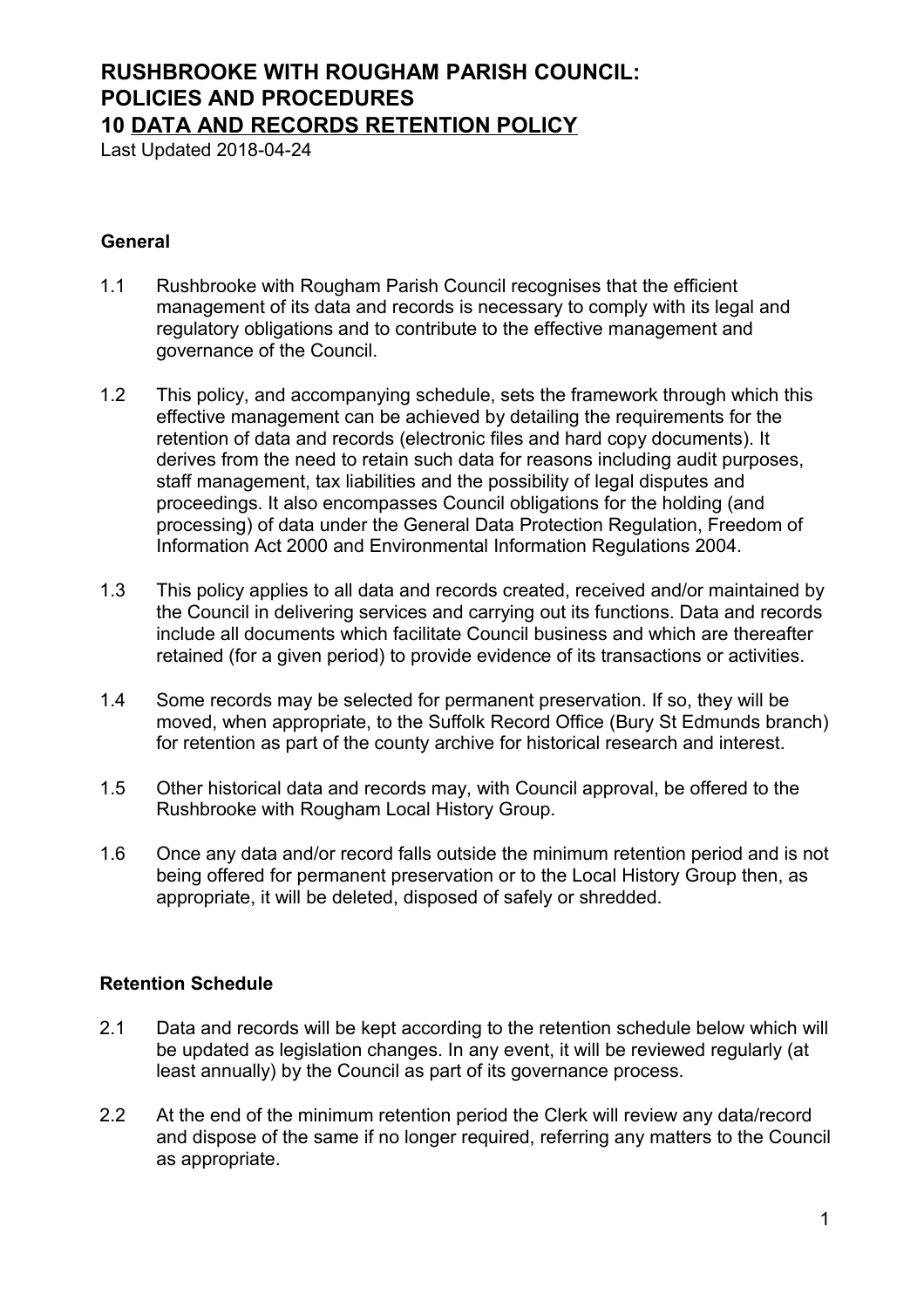# RUSHBROOKE WITH ROUGHAM PARISH COUNCIL: POLICIES AND PROCEDURES

## 10 DATA AND RECORDS RETENTION POLICY

Last Updated 2018-04-24

### General

1.1 Rushbrooke with Rougham Parish Council recognises that the efficient management of its data and records is necessary to comply with its legal and regulatory obligations and to contribute to the effective management and governance of the Council.

1.2 This policy, and accompanying schedule, sets the framework through which this effective management can be achieved by detailing the requirements for the retention of data and records (electronic files and hard copy documents). It derives from the need to retain such data for reasons including audit purposes, staff management, tax liabilities and the possibility of legal disputes and proceedings. It also encompasses Council obligations for the holding (and processing) of data under the General Data Protection Regulation, Freedom of Information Act 2000 and Environmental Information Regulations 2004.

1.3 This policy applies to all data and records created, received and/or maintained by the Council in delivering services and carrying out its functions. Data and records include all documents which facilitate Council business and which are thereafter retained (for a given period) to provide evidence of its transactions or activities.

1.4 Some records may be selected for permanent preservation. If so, they will be moved, when appropriate, to the Suffolk Record Office (Bury St Edmunds branch) for retention as part of the county archive for historical research and interest.

1.5 Other historical data and records may, with Council approval, be offered to the Rushbrooke with Rougham Local History Group.

1.6 Once any data and/or record falls outside the minimum retention period and is not being offered for permanent preservation or to the Local History Group then, as appropriate, it will be deleted, disposed of safely or shredded.

### Retention Schedule

2.1 Data and records will be kept according to the retention schedule below which will be updated as legislation changes. In any event, it will be reviewed regularly (at least annually) by the Council as part of its governance process.

2.2 At the end of the minimum retention period the Clerk will review any data/record and dispose of the same if no longer required, referring any matters to the Council as appropriate.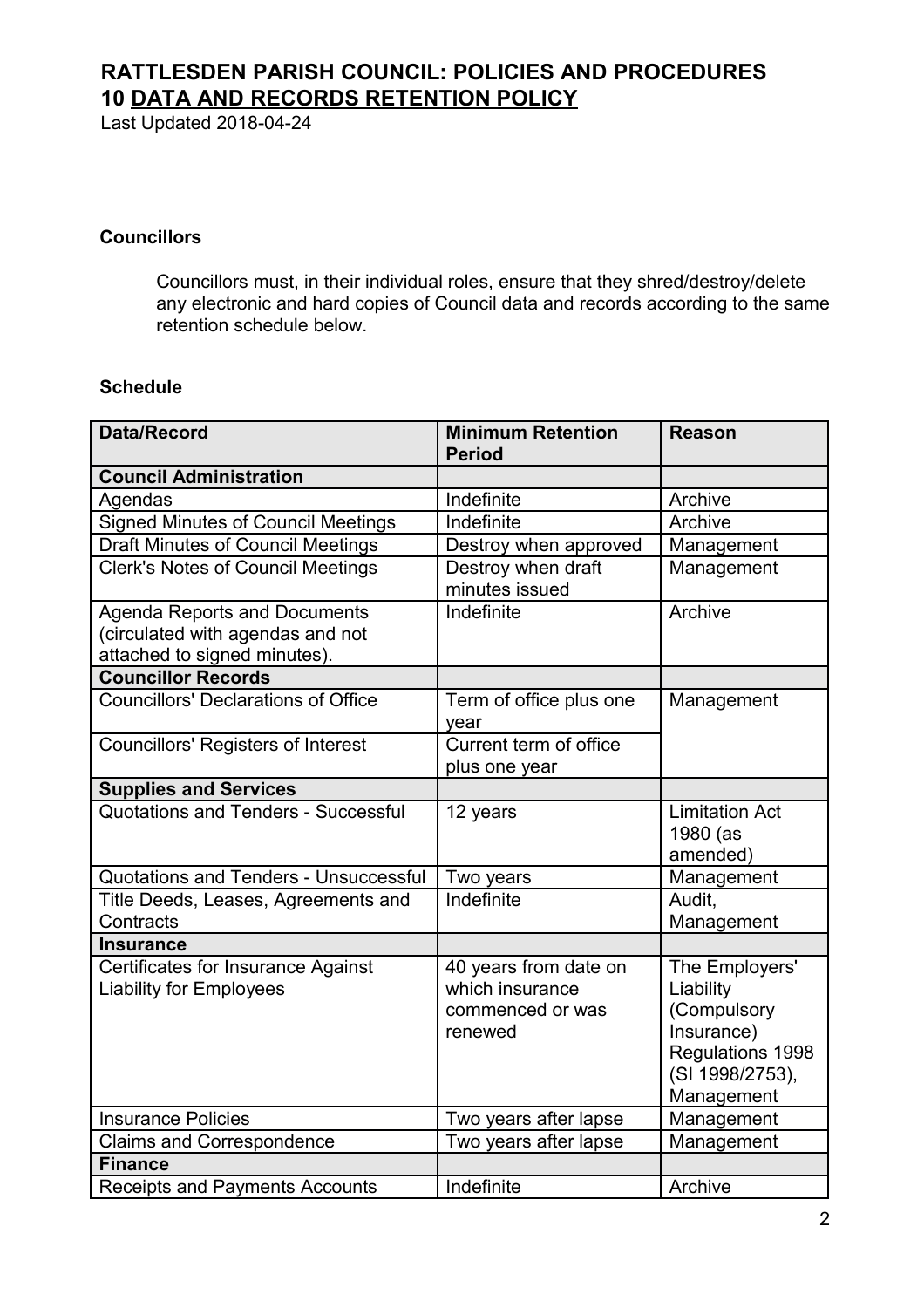# RATTLESDEN PARISH COUNCIL: POLICIES AND PROCEDURES
## 10 DATA AND RECORDS RETENTION POLICY

Last Updated 2018-04-24

### Councillors

Councillors must, in their individual roles, ensure that they shred/destroy/delete any electronic and hard copies of Council data and records according to the same retention schedule below.

### Schedule

| Data/Record | Minimum Retention Period | Reason |
|---|---|---|
| **Council Administration** | | |
| Agendas | Indefinite | Archive |
| Signed Minutes of Council Meetings | Indefinite | Archive |
| Draft Minutes of Council Meetings | Destroy when approved | Management |
| Clerk's Notes of Council Meetings | Destroy when draft minutes issued | Management |
| Agenda Reports and Documents (circulated with agendas and not attached to signed minutes). | Indefinite | Archive |
| **Councillor Records** | | |
| Councillors' Declarations of Office | Term of office plus one year | Management |
| Councillors' Registers of Interest | Current term of office plus one year | |
| **Supplies and Services** | | |
| Quotations and Tenders - Successful | 12 years | Limitation Act 1980 (as amended) |
| Quotations and Tenders - Unsuccessful | Two years | Management |
| Title Deeds, Leases, Agreements and Contracts | Indefinite | Audit, Management |
| **Insurance** | | |
| Certificates for Insurance Against Liability for Employees | 40 years from date on which insurance commenced or was renewed | The Employers' Liability (Compulsory Insurance) Regulations 1998 (SI 1998/2753), Management |
| Insurance Policies | Two years after lapse | Management |
| Claims and Correspondence | Two years after lapse | Management |
| **Finance** | | |
| Receipts and Payments Accounts | Indefinite | Archive |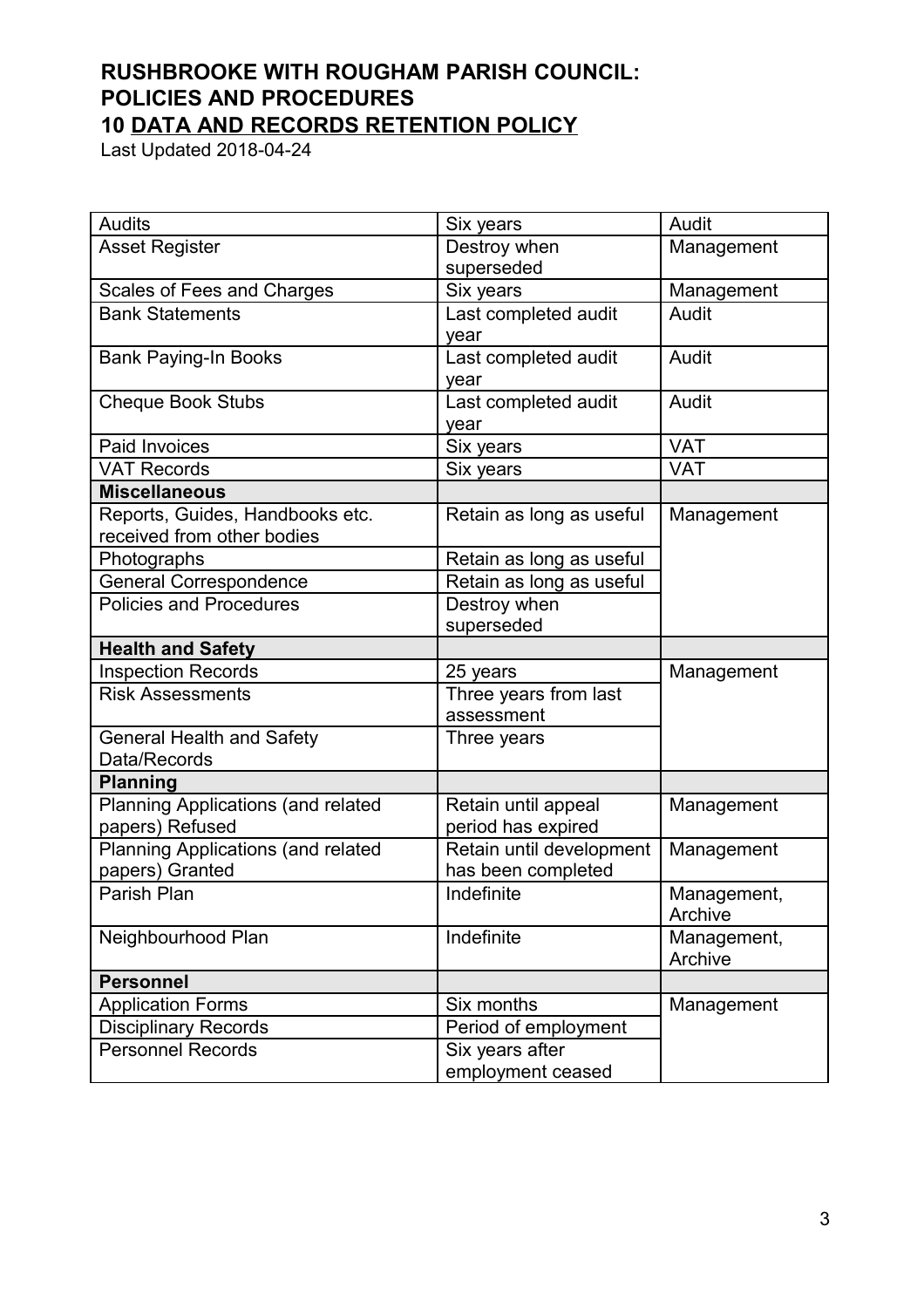# RUSHBROOKE WITH ROUGHAM PARISH COUNCIL: POLICIES AND PROCEDURES

## 10 DATA AND RECORDS RETENTION POLICY

Last Updated 2018-04-24

| | | |
|---|---|---|
| Audits | Six years | Audit |
| Asset Register | Destroy when superseded | Management |
| Scales of Fees and Charges | Six years | Management |
| Bank Statements | Last completed audit year | Audit |
| Bank Paying-In Books | Last completed audit year | Audit |
| Cheque Book Stubs | Last completed audit year | Audit |
| Paid Invoices | Six years | VAT |
| VAT Records | Six years | VAT |
| **Miscellaneous** | | |
| Reports, Guides, Handbooks etc. received from other bodies | Retain as long as useful | Management |
| Photographs | Retain as long as useful | |
| General Correspondence | Retain as long as useful | |
| Policies and Procedures | Destroy when superseded | |
| **Health and Safety** | | |
| Inspection Records | 25 years | Management |
| Risk Assessments | Three years from last assessment | |
| General Health and Safety Data/Records | Three years | |
| **Planning** | | |
| Planning Applications (and related papers) Refused | Retain until appeal period has expired | Management |
| Planning Applications (and related papers) Granted | Retain until development has been completed | Management |
| Parish Plan | Indefinite | Management, Archive |
| Neighbourhood Plan | Indefinite | Management, Archive |
| **Personnel** | | |
| Application Forms | Six months | Management |
| Disciplinary Records | Period of employment | |
| Personnel Records | Six years after employment ceased | |